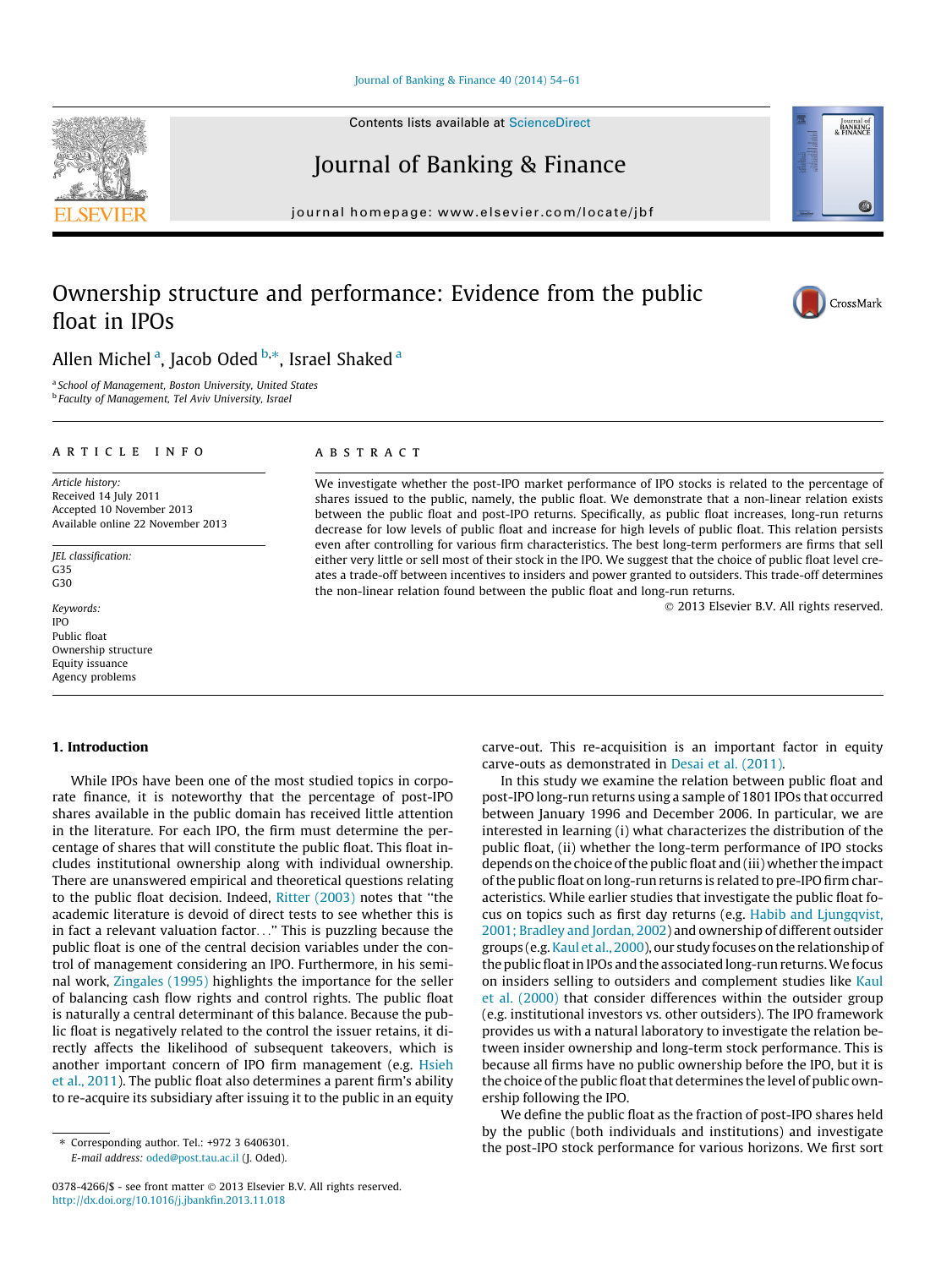# Ownership structure and performance: Evidence from the public float in IPOs

Allen Michel [a], Jacob Oded [b,*], Israel Shaked [a]

[a] School of Management, Boston University, United States
[b] Faculty of Management, Tel Aviv University, Israel

## ARTICLE INFO

*Article history:*
Received 14 July 2011
Accepted 10 November 2013
Available online 22 November 2013

*JEL classification:*
G35
G30

*Keywords:*
IPO
Public float
Ownership structure
Equity issuance
Agency problems

## ABSTRACT

We investigate whether the post-IPO market performance of IPO stocks is related to the percentage of shares issued to the public, namely, the public float. We demonstrate that a non-linear relation exists between the public float and post-IPO returns. Specifically, as public float increases, long-run returns decrease for low levels of public float and increase for high levels of public float. This relation persists even after controlling for various firm characteristics. The best long-term performers are firms that sell either very little or sell most of their stock in the IPO. We suggest that the choice of public float level creates a trade-off between incentives to insiders and power granted to outsiders. This trade-off determines the non-linear relation found between the public float and long-run returns.

© 2013 Elsevier B.V. All rights reserved.

## 1. Introduction

While IPOs have been one of the most studied topics in corporate finance, it is noteworthy that the percentage of post-IPO shares available in the public domain has received little attention in the literature. For each IPO, the firm must determine the percentage of shares that will constitute the public float. This float includes institutional ownership along with individual ownership. There are unanswered empirical and theoretical questions relating to the public float decision. Indeed, Ritter (2003) notes that "the academic literature is devoid of direct tests to see whether this is in fact a relevant valuation factor..." This is puzzling because the public float is one of the central decision variables under the control of management considering an IPO. Furthermore, in his seminal work, Zingales (1995) highlights the importance for the seller of balancing cash flow rights and control rights. The public float is naturally a central determinant of this balance. Because the public float is negatively related to the control the issuer retains, it directly affects the likelihood of subsequent takeovers, which is another important concern of IPO firm management (e.g. Hsieh et al., 2011). The public float also determines a parent firm's ability to re-acquire its subsidiary after issuing it to the public in an equity carve-out. This re-acquisition is an important factor in equity carve-outs as demonstrated in Desai et al. (2011).

In this study we examine the relation between public float and post-IPO long-run returns using a sample of 1801 IPOs that occurred between January 1996 and December 2006. In particular, we are interested in learning (i) what characterizes the distribution of the public float, (ii) whether the long-term performance of IPO stocks depends on the choice of the public float and (iii) whether the impact of the public float on long-run returns is related to pre-IPO firm characteristics. While earlier studies that investigate the public float focus on topics such as first day returns (e.g. Habib and Ljungqvist, 2001; Bradley and Jordan, 2002) and ownership of different outsider groups (e.g. Kaul et al., 2000), our study focuses on the relationship of the public float in IPOs and the associated long-run returns. We focus on insiders selling to outsiders and complement studies like Kaul et al. (2000) that consider differences within the outsider group (e.g. institutional investors vs. other outsiders). The IPO framework provides us with a natural laboratory to investigate the relation between insider ownership and long-term stock performance. This is because all firms have no public ownership before the IPO, but it is the choice of the public float that determines the level of public ownership following the IPO.

We define the public float as the fraction of post-IPO shares held by the public (both individuals and institutions) and investigate the post-IPO stock performance for various horizons. We first sort

---

* Corresponding author. Tel.: +972 3 6406301.
*E-mail address:* oded@post.tau.ac.il (J. Oded).

0378-4266/$ - see front matter © 2013 Elsevier B.V. All rights reserved.
http://dx.doi.org/10.1016/j.jbankfin.2013.11.018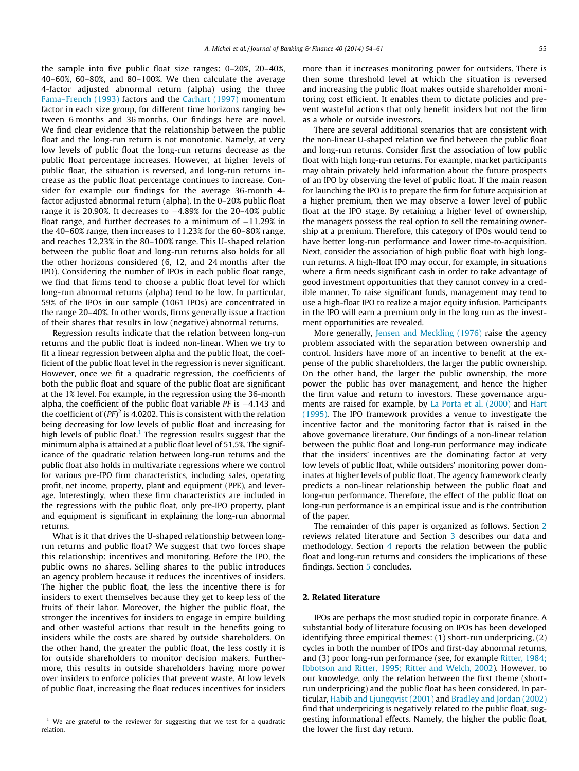the sample into five public float size ranges: 0–20%, 20–40%, 40–60%, 60–80%, and 80–100%. We then calculate the average 4-factor adjusted abnormal return (alpha) using the three Fama–French (1993) factors and the Carhart (1997) momentum factor in each size group, for different time horizons ranging between 6 months and 36 months. Our findings here are novel. We find clear evidence that the relationship between the public float and the long-run return is not monotonic. Namely, at very low levels of public float the long-run returns decrease as the public float percentage increases. However, at higher levels of public float, the situation is reversed, and long-run returns increase as the public float percentage continues to increase. Consider for example our findings for the average 36-month 4-factor adjusted abnormal return (alpha). In the 0–20% public float range it is 20.90%. It decreases to −4.89% for the 20–40% public float range, and further decreases to a minimum of −11.29% in the 40–60% range, then increases to 11.23% for the 60–80% range, and reaches 12.23% in the 80–100% range. This U-shaped relation between the public float and long-run returns also holds for all the other horizons considered (6, 12, and 24 months after the IPO). Considering the number of IPOs in each public float range, we find that firms tend to choose a public float level for which long-run abnormal returns (alpha) tend to be low. In particular, 59% of the IPOs in our sample (1061 IPOs) are concentrated in the range 20–40%. In other words, firms generally issue a fraction of their shares that results in low (negative) abnormal returns.

Regression results indicate that the relation between long-run returns and the public float is indeed non-linear. When we try to fit a linear regression between alpha and the public float, the coefficient of the public float level in the regression is never significant. However, once we fit a quadratic regression, the coefficients of both the public float and square of the public float are significant at the 1% level. For example, in the regression using the 36-month alpha, the coefficient of the public float variable *PF* is −4.143 and the coefficient of $(PF)^2$ is 4.0202. This is consistent with the relation being decreasing for low levels of public float and increasing for high levels of public float.[1] The regression results suggest that the minimum alpha is attained at a public float level of 51.5%. The significance of the quadratic relation between long-run returns and the public float also holds in multivariate regressions where we control for various pre-IPO firm characteristics, including sales, operating profit, net income, property, plant and equipment (PPE), and leverage. Interestingly, when these firm characteristics are included in the regressions with the public float, only pre-IPO property, plant and equipment is significant in explaining the long-run abnormal returns.

What is it that drives the U-shaped relationship between long-run returns and public float? We suggest that two forces shape this relationship: incentives and monitoring. Before the IPO, the public owns no shares. Selling shares to the public introduces an agency problem because it reduces the incentives of insiders. The higher the public float, the less the incentive there is for insiders to exert themselves because they get to keep less of the fruits of their labor. Moreover, the higher the public float, the stronger the incentives for insiders to engage in empire building and other wasteful actions that result in the benefits going to insiders while the costs are shared by outside shareholders. On the other hand, the greater the public float, the less costly it is for outside shareholders to monitor decision makers. Furthermore, this results in outside shareholders having more power over insiders to enforce policies that prevent waste. At low levels of public float, increasing the float reduces incentives for insiders more than it increases monitoring power for outsiders. There is then some threshold level at which the situation is reversed and increasing the public float makes outside shareholder monitoring cost efficient. It enables them to dictate policies and prevent wasteful actions that only benefit insiders but not the firm as a whole or outside investors.

There are several additional scenarios that are consistent with the non-linear U-shaped relation we find between the public float and long-run returns. Consider first the association of low public float with high long-run returns. For example, market participants may obtain privately held information about the future prospects of an IPO by observing the level of public float. If the main reason for launching the IPO is to prepare the firm for future acquisition at a higher premium, then we may observe a lower level of public float at the IPO stage. By retaining a higher level of ownership, the managers possess the real option to sell the remaining ownership at a premium. Therefore, this category of IPOs would tend to have better long-run performance and lower time-to-acquisition. Next, consider the association of high public float with high long-run returns. A high-float IPO may occur, for example, in situations where a firm needs significant cash in order to take advantage of good investment opportunities that they cannot convey in a credible manner. To raise significant funds, management may tend to use a high-float IPO to realize a major equity infusion. Participants in the IPO will earn a premium only in the long run as the investment opportunities are revealed.

More generally, Jensen and Meckling (1976) raise the agency problem associated with the separation between ownership and control. Insiders have more of an incentive to benefit at the expense of the public shareholders, the larger the public ownership. On the other hand, the larger the public ownership, the more power the public has over management, and hence the higher the firm value and return to investors. These governance arguments are raised for example, by La Porta et al. (2000) and Hart (1995). The IPO framework provides a venue to investigate the incentive factor and the monitoring factor that is raised in the above governance literature. Our findings of a non-linear relation between the public float and long-run performance may indicate that the insiders' incentives are the dominating factor at very low levels of public float, while outsiders' monitoring power dominates at higher levels of public float. The agency framework clearly predicts a non-linear relationship between the public float and long-run performance. Therefore, the effect of the public float on long-run performance is an empirical issue and is the contribution of the paper.

The remainder of this paper is organized as follows. Section 2 reviews related literature and Section 3 describes our data and methodology. Section 4 reports the relation between the public float and long-run returns and considers the implications of these findings. Section 5 concludes.

## 2. Related literature

IPOs are perhaps the most studied topic in corporate finance. A substantial body of literature focusing on IPOs has been developed identifying three empirical themes: (1) short-run underpricing, (2) cycles in both the number of IPOs and first-day abnormal returns, and (3) poor long-run performance (see, for example Ritter, 1984; Ibbotson and Ritter, 1995; Ritter and Welch, 2002). However, to our knowledge, only the relation between the first theme (short-run underpricing) and the public float has been considered. In particular, Habib and Ljungqvist (2001) and Bradley and Jordan (2002) find that underpricing is negatively related to the public float, suggesting informational effects. Namely, the higher the public float, the lower the first day return.

[1] We are grateful to the reviewer for suggesting that we test for a quadratic relation.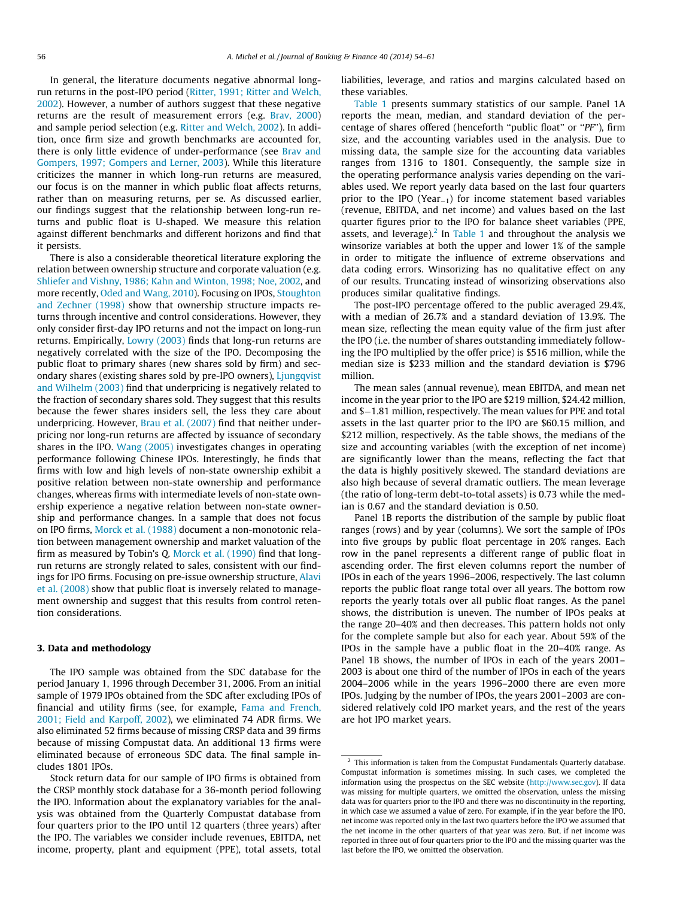In general, the literature documents negative abnormal long-run returns in the post-IPO period (Ritter, 1991; Ritter and Welch, 2002). However, a number of authors suggest that these negative returns are the result of measurement errors (e.g. Brav, 2000) and sample period selection (e.g. Ritter and Welch, 2002). In addition, once firm size and growth benchmarks are accounted for, there is only little evidence of under-performance (see Brav and Gompers, 1997; Gompers and Lerner, 2003). While this literature criticizes the manner in which long-run returns are measured, our focus is on the manner in which public float affects returns, rather than on measuring returns, per se. As discussed earlier, our findings suggest that the relationship between long-run returns and public float is U-shaped. We measure this relation against different benchmarks and different horizons and find that it persists.

There is also a considerable theoretical literature exploring the relation between ownership structure and corporate valuation (e.g. Shliefer and Vishny, 1986; Kahn and Winton, 1998; Noe, 2002, and more recently, Oded and Wang, 2010). Focusing on IPOs, Stoughton and Zechner (1998) show that ownership structure impacts returns through incentive and control considerations. However, they only consider first-day IPO returns and not the impact on long-run returns. Empirically, Lowry (2003) finds that long-run returns are negatively correlated with the size of the IPO. Decomposing the public float to primary shares (new shares sold by firm) and secondary shares (existing shares sold by pre-IPO owners), Ljungqvist and Wilhelm (2003) find that underpricing is negatively related to the fraction of secondary shares sold. They suggest that this results because the fewer shares insiders sell, the less they care about underpricing. However, Brau et al. (2007) find that neither underpricing nor long-run returns are affected by issuance of secondary shares in the IPO. Wang (2005) investigates changes in operating performance following Chinese IPOs. Interestingly, he finds that firms with low and high levels of non-state ownership exhibit a positive relation between non-state ownership and performance changes, whereas firms with intermediate levels of non-state ownership experience a negative relation between non-state ownership and performance changes. In a sample that does not focus on IPO firms, Morck et al. (1988) document a non-monotonic relation between management ownership and market valuation of the firm as measured by Tobin's *Q*. Morck et al. (1990) find that long-run returns are strongly related to sales, consistent with our findings for IPO firms. Focusing on pre-issue ownership structure, Alavi et al. (2008) show that public float is inversely related to management ownership and suggest that this results from control retention considerations.

## 3. Data and methodology

The IPO sample was obtained from the SDC database for the period January 1, 1996 through December 31, 2006. From an initial sample of 1979 IPOs obtained from the SDC after excluding IPOs of financial and utility firms (see, for example, Fama and French, 2001; Field and Karpoff, 2002), we eliminated 74 ADR firms. We also eliminated 52 firms because of missing CRSP data and 39 firms because of missing Compustat data. An additional 13 firms were eliminated because of erroneous SDC data. The final sample includes 1801 IPOs.

Stock return data for our sample of IPO firms is obtained from the CRSP monthly stock database for a 36-month period following the IPO. Information about the explanatory variables for the analysis was obtained from the Quarterly Compustat database from four quarters prior to the IPO until 12 quarters (three years) after the IPO. The variables we consider include revenues, EBITDA, net income, property, plant and equipment (PPE), total assets, total liabilities, leverage, and ratios and margins calculated based on these variables.

Table 1 presents summary statistics of our sample. Panel 1A reports the mean, median, and standard deviation of the percentage of shares offered (henceforth "public float" or "*PF*"), firm size, and the accounting variables used in the analysis. Due to missing data, the sample size for the accounting data variables ranges from 1316 to 1801. Consequently, the sample size in the operating performance analysis varies depending on the variables used. We report yearly data based on the last four quarters prior to the IPO ($\text{Year}_{-1}$) for income statement based variables (revenue, EBITDA, and net income) and values based on the last quarter figures prior to the IPO for balance sheet variables (PPE, assets, and leverage).[2] In Table 1 and throughout the analysis we winsorize variables at both the upper and lower 1% of the sample in order to mitigate the influence of extreme observations and data coding errors. Winsorizing has no qualitative effect on any of our results. Truncating instead of winsorizing observations also produces similar qualitative findings.

The post-IPO percentage offered to the public averaged 29.4%, with a median of 26.7% and a standard deviation of 13.9%. The mean size, reflecting the mean equity value of the firm just after the IPO (i.e. the number of shares outstanding immediately following the IPO multiplied by the offer price) is $516 million, while the median size is $233 million and the standard deviation is $796 million.

The mean sales (annual revenue), mean EBITDA, and mean net income in the year prior to the IPO are $219 million, $24.42 million, and $−1.81 million, respectively. The mean values for PPE and total assets in the last quarter prior to the IPO are $60.15 million, and $212 million, respectively. As the table shows, the medians of the size and accounting variables (with the exception of net income) are significantly lower than the means, reflecting the fact that the data is highly positively skewed. The standard deviations are also high because of several dramatic outliers. The mean leverage (the ratio of long-term debt-to-total assets) is 0.73 while the median is 0.67 and the standard deviation is 0.50.

Panel 1B reports the distribution of the sample by public float ranges (rows) and by year (columns). We sort the sample of IPOs into five groups by public float percentage in 20% ranges. Each row in the panel represents a different range of public float in ascending order. The first eleven columns report the number of IPOs in each of the years 1996–2006, respectively. The last column reports the public float range total over all years. The bottom row reports the yearly totals over all public float ranges. As the panel shows, the distribution is uneven. The number of IPOs peaks at the range 20–40% and then decreases. This pattern holds not only for the complete sample but also for each year. About 59% of the IPOs in the sample have a public float in the 20–40% range. As Panel 1B shows, the number of IPOs in each of the years 2001–2003 is about one third of the number of IPOs in each of the years 2004–2006 while in the years 1996–2000 there are even more IPOs. Judging by the number of IPOs, the years 2001–2003 are considered relatively cold IPO market years, and the rest of the years are hot IPO market years.

---

[2] This information is taken from the Compustat Fundamentals Quarterly database. Compustat information is sometimes missing. In such cases, we completed the information using the prospectus on the SEC website (http://www.sec.gov). If data was missing for multiple quarters, we omitted the observation, unless the missing data was for quarters prior to the IPO and there was no discontinuity in the reporting, in which case we assumed a value of zero. For example, if in the year before the IPO, net income was reported only in the last two quarters before the IPO we assumed that the net income in the other quarters of that year was zero. But, if net income was reported in three out of four quarters prior to the IPO and the missing quarter was the last before the IPO, we omitted the observation.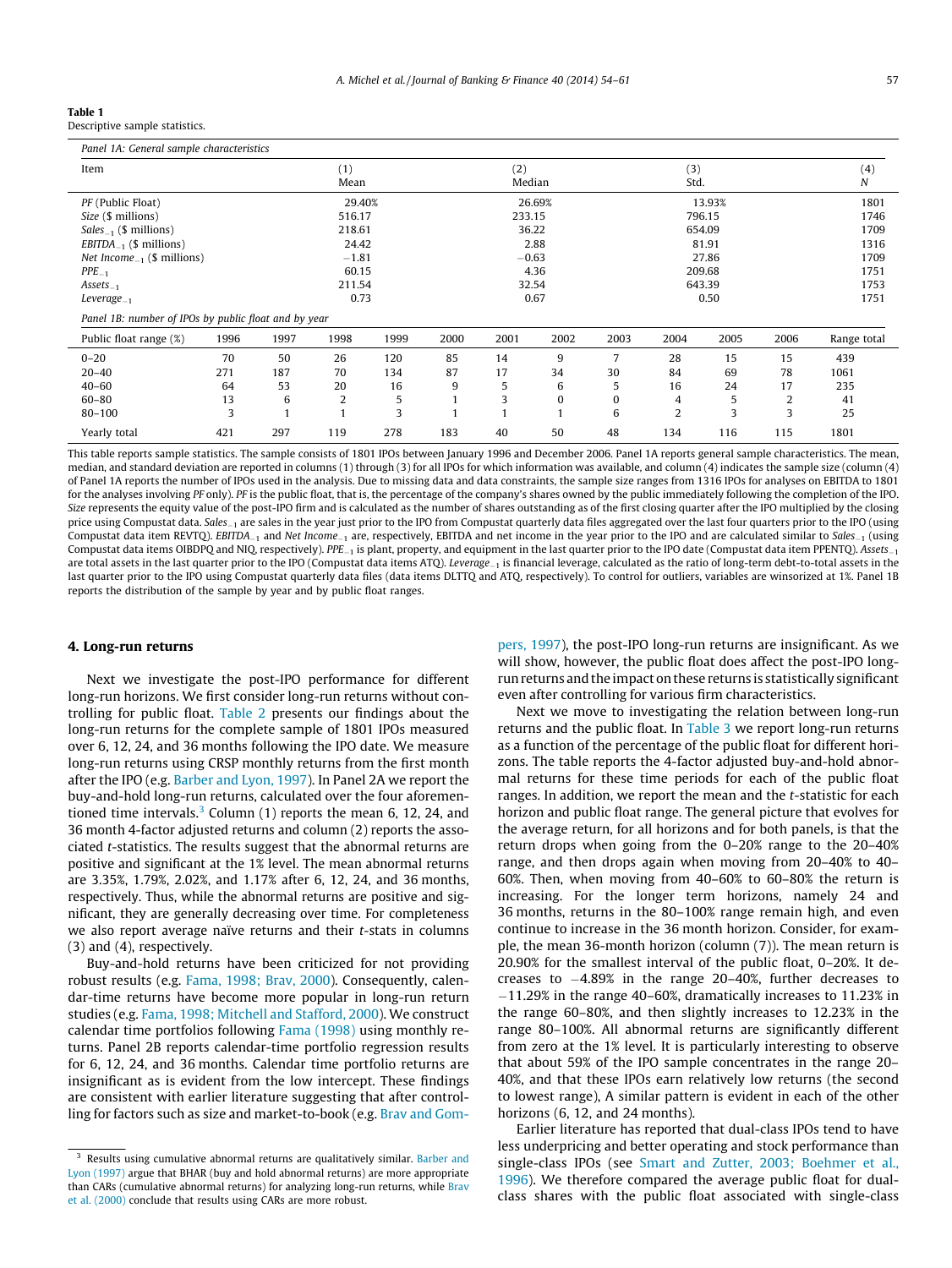**Table 1**
Descriptive sample statistics.

*Panel 1A: General sample characteristics*

| Item | (1) Mean | (2) Median | (3) Std. | (4) N |
|---|---|---|---|---|
| *PF* (Public Float) | 29.40% | 26.69% | 13.93% | 1801 |
| *Size* ($ millions) | 516.17 | 233.15 | 796.15 | 1746 |
| $Sales_{-1}$ ($ millions) | 218.61 | 36.22 | 654.09 | 1709 |
| $EBITDA_{-1}$ ($ millions) | 24.42 | 2.88 | 81.91 | 1316 |
| $Net\ Income_{-1}$ ($ millions) | −1.81 | −0.63 | 27.86 | 1709 |
| $PPE_{-1}$ | 60.15 | 4.36 | 209.68 | 1751 |
| $Assets_{-1}$ | 211.54 | 32.54 | 643.39 | 1753 |
| $Leverage_{-1}$ | 0.73 | 0.67 | 0.50 | 1751 |

*Panel 1B: number of IPOs by public float and by year*

| Public float range (%) | 1996 | 1997 | 1998 | 1999 | 2000 | 2001 | 2002 | 2003 | 2004 | 2005 | 2006 | Range total |
|---|---|---|---|---|---|---|---|---|---|---|---|---|
| 0–20 | 70 | 50 | 26 | 120 | 85 | 14 | 9 | 7 | 28 | 15 | 15 | 439 |
| 20–40 | 271 | 187 | 70 | 134 | 87 | 17 | 34 | 30 | 84 | 69 | 78 | 1061 |
| 40–60 | 64 | 53 | 20 | 16 | 9 | 5 | 6 | 5 | 16 | 24 | 17 | 235 |
| 60–80 | 13 | 6 | 2 | 5 | 1 | 3 | 0 | 0 | 4 | 5 | 2 | 41 |
| 80–100 | 3 | 1 | 1 | 3 | 1 | 1 | 1 | 6 | 2 | 3 | 3 | 25 |
| Yearly total | 421 | 297 | 119 | 278 | 183 | 40 | 50 | 48 | 134 | 116 | 115 | 1801 |

This table reports sample statistics. The sample consists of 1801 IPOs between January 1996 and December 2006. Panel 1A reports general sample characteristics. The mean, median, and standard deviation are reported in columns (1) through (3) for all IPOs for which information was available, and column (4) indicates the sample size (column (4) of Panel 1A reports the number of IPOs used in the analysis. Due to missing data and data constraints, the sample size ranges from 1316 IPOs for analyses on EBITDA to 1801 for the analyses involving *PF* only). *PF* is the public float, that is, the percentage of the company's shares owned by the public immediately following the completion of the IPO. *Size* represents the equity value of the post-IPO firm and is calculated as the number of shares outstanding as of the first closing quarter after the IPO multiplied by the closing price using Compustat data. $Sales_{-1}$ are sales in the year just prior to the IPO from Compustat quarterly data files aggregated over the last four quarters prior to the IPO (using Compustat data item REVTQ). $EBITDA_{-1}$ and $Net\ Income_{-1}$ are, respectively, EBITDA and net income in the year prior to the IPO and are calculated similar to $Sales_{-1}$ (using Compustat data items OIBDPQ and NIQ, respectively). $PPE_{-1}$ is plant, property, and equipment in the last quarter prior to the IPO date (Compustat data item PPENTQ). $Assets_{-1}$ are total assets in the last quarter prior to the IPO (Compustat data items ATQ). $Leverage_{-1}$ is financial leverage, calculated as the ratio of long-term debt-to-total assets in the last quarter prior to the IPO using Compustat quarterly data files (data items DLTTQ and ATQ, respectively). To control for outliers, variables are winsorized at 1%. Panel 1B reports the distribution of the sample by year and by public float ranges.

## 4. Long-run returns

Next we investigate the post-IPO performance for different long-run horizons. We first consider long-run returns without controlling for public float. Table 2 presents our findings about the long-run returns for the complete sample of 1801 IPOs measured over 6, 12, 24, and 36 months following the IPO date. We measure long-run returns using CRSP monthly returns from the first month after the IPO (e.g. Barber and Lyon, 1997). In Panel 2A we report the buy-and-hold long-run returns, calculated over the four aforementioned time intervals.[3] Column (1) reports the mean 6, 12, 24, and 36 month 4-factor adjusted returns and column (2) reports the associated *t*-statistics. The results suggest that the abnormal returns are positive and significant at the 1% level. The mean abnormal returns are 3.35%, 1.79%, 2.02%, and 1.17% after 6, 12, 24, and 36 months, respectively. Thus, while the abnormal returns are positive and significant, they are generally decreasing over time. For completeness we also report average naïve returns and their *t*-stats in columns (3) and (4), respectively.

Buy-and-hold returns have been criticized for not providing robust results (e.g. Fama, 1998; Brav, 2000). Consequently, calendar-time returns have become more popular in long-run return studies (e.g. Fama, 1998; Mitchell and Stafford, 2000). We construct calendar time portfolios following Fama (1998) using monthly returns. Panel 2B reports calendar-time portfolio regression results for 6, 12, 24, and 36 months. Calendar time portfolio returns are insignificant as is evident from the low intercept. These findings are consistent with earlier literature suggesting that after controlling for factors such as size and market-to-book (e.g. Brav and Gompers, 1997), the post-IPO long-run returns are insignificant. As we will show, however, the public float does affect the post-IPO long-run returns and the impact on these returns is statistically significant even after controlling for various firm characteristics.

Next we move to investigating the relation between long-run returns and the public float. In Table 3 we report long-run returns as a function of the percentage of the public float for different horizons. The table reports the 4-factor adjusted buy-and-hold abnormal returns for these time periods for each of the public float ranges. In addition, we report the mean and the *t*-statistic for each horizon and public float range. The general picture that evolves for the average return, for all horizons and for both panels, is that the return drops when going from the 0–20% range to the 20–40% range, and then drops again when moving from 20–40% to 40–60%. Then, when moving from 40–60% to 60–80% the return is increasing. For the longer term horizons, namely 24 and 36 months, returns in the 80–100% range remain high, and even continue to increase in the 36 month horizon. Consider, for example, the mean 36-month horizon (column (7)). The mean return is 20.90% for the smallest interval of the public float, 0–20%. It decreases to −4.89% in the range 20–40%, further decreases to −11.29% in the range 40–60%, dramatically increases to 11.23% in the range 60–80%, and then slightly increases to 12.23% in the range 80–100%. All abnormal returns are significantly different from zero at the 1% level. It is particularly interesting to observe that about 59% of the IPO sample concentrates in the range 20–40%, and that these IPOs earn relatively low returns (the second to lowest range), A similar pattern is evident in each of the other horizons (6, 12, and 24 months).

Earlier literature has reported that dual-class IPOs tend to have less underpricing and better operating and stock performance than single-class IPOs (see Smart and Zutter, 2003; Boehmer et al., 1996). We therefore compared the average public float for dual-class shares with the public float associated with single-class

[3] Results using cumulative abnormal returns are qualitatively similar. Barber and Lyon (1997) argue that BHAR (buy and hold abnormal returns) are more appropriate than CARs (cumulative abnormal returns) for analyzing long-run returns, while Brav et al. (2000) conclude that results using CARs are more robust.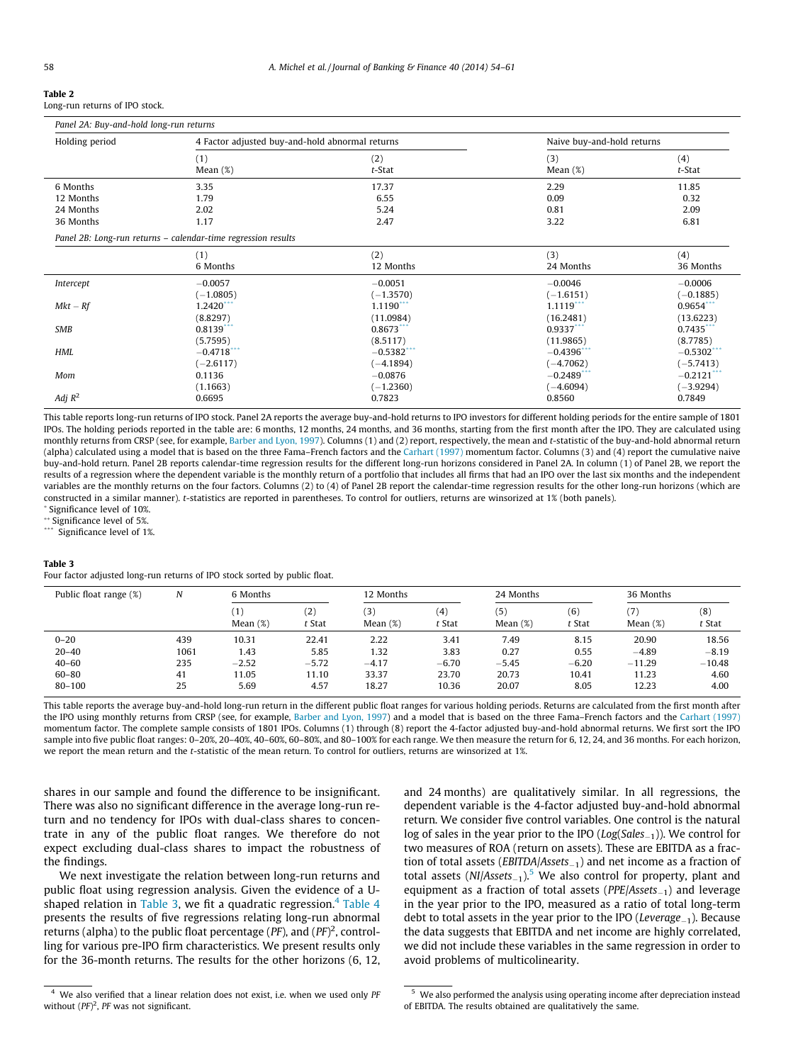**Table 2**
Long-run returns of IPO stock.

*Panel 2A: Buy-and-hold long-run returns*

| Holding period | 4 Factor adjusted buy-and-hold abnormal returns | | Naive buy-and-hold returns | |
|---|---|---|---|---|
| | (1) Mean (%) | (2) *t*-Stat | (3) Mean (%) | (4) *t*-Stat |
| 6 Months | 3.35 | 17.37 | 2.29 | 11.85 |
| 12 Months | 1.79 | 6.55 | 0.09 | 0.32 |
| 24 Months | 2.02 | 5.24 | 0.81 | 2.09 |
| 36 Months | 1.17 | 2.47 | 3.22 | 6.81 |

*Panel 2B: Long-run returns – calendar-time regression results*

| | (1) 6 Months | (2) 12 Months | (3) 24 Months | (4) 36 Months |
|---|---|---|---|---|
| *Intercept* | −0.0057 | −0.0051 | −0.0046 | −0.0006 |
| | (−1.0805) | (−1.3570) | (−1.6151) | (−0.1885) |
| *Mkt − Rf* | 1.2420*** | 1.1190*** | 1.1119*** | 0.9654*** |
| | (8.8297) | (11.0984) | (16.2481) | (13.6223) |
| *SMB* | 0.8139*** | 0.8673*** | 0.9337*** | 0.7435*** |
| | (5.7595) | (8.5117) | (11.9865) | (8.7785) |
| *HML* | −0.4718*** | −0.5382*** | −0.4396*** | −0.5302*** |
| | (−2.6117) | (−4.1894) | (−4.7062) | (−5.7413) |
| *Mom* | 0.1136 | −0.0876 | −0.2489*** | −0.2121*** |
| | (1.1663) | (−1.2360) | (−4.6094) | (−3.9294) |
| *Adj* $R^2$ | 0.6695 | 0.7823 | 0.8560 | 0.7849 |

This table reports long-run returns of IPO stock. Panel 2A reports the average buy-and-hold returns to IPO investors for different holding periods for the entire sample of 1801 IPOs. The holding periods reported in the table are: 6 months, 12 months, 24 months, and 36 months, starting from the first month after the IPO. They are calculated using monthly returns from CRSP (see, for example, Barber and Lyon, 1997). Columns (1) and (2) report, respectively, the mean and *t*-statistic of the buy-and-hold abnormal return (alpha) calculated using a model that is based on the three Fama–French factors and the Carhart (1997) momentum factor. Columns (3) and (4) report the cumulative naive buy-and-hold return. Panel 2B reports calendar-time regression results for the different long-run horizons considered in Panel 2A. In column (1) of Panel 2B, we report the results of a regression where the dependent variable is the monthly return of a portfolio that includes all firms that had an IPO over the last six months and the independent variables are the monthly returns on the four factors. Columns (2) to (4) of Panel 2B report the calendar-time regression results for the other long-run horizons (which are constructed in a similar manner). *t*-statistics are reported in parentheses. To control for outliers, returns are winsorized at 1% (both panels).

\* Significance level of 10%.

\*\* Significance level of 5%.

\*\*\* Significance level of 1%.

**Table 3**
Four factor adjusted long-run returns of IPO stock sorted by public float.

| Public float range (%) | *N* | 6 Months | | 12 Months | | 24 Months | | 36 Months | |
|---|---|---|---|---|---|---|---|---|---|
| | | (1) Mean (%) | (2) *t* Stat | (3) Mean (%) | (4) *t* Stat | (5) Mean (%) | (6) *t* Stat | (7) Mean (%) | (8) *t* Stat |
| 0–20 | 439 | 10.31 | 22.41 | 2.22 | 3.41 | 7.49 | 8.15 | 20.90 | 18.56 |
| 20–40 | 1061 | 1.43 | 5.85 | 1.32 | 3.83 | 0.27 | 0.55 | −4.89 | −8.19 |
| 40–60 | 235 | −2.52 | −5.72 | −4.17 | −6.70 | −5.45 | −6.20 | −11.29 | −10.48 |
| 60–80 | 41 | 11.05 | 11.10 | 33.37 | 23.70 | 20.73 | 10.41 | 11.23 | 4.60 |
| 80–100 | 25 | 5.69 | 4.57 | 18.27 | 10.36 | 20.07 | 8.05 | 12.23 | 4.00 |

This table reports the average buy-and-hold long-run return in the different public float ranges for various holding periods. Returns are calculated from the first month after the IPO using monthly returns from CRSP (see, for example, Barber and Lyon, 1997) and a model that is based on the three Fama–French factors and the Carhart (1997) momentum factor. The complete sample consists of 1801 IPOs. Columns (1) through (8) report the 4-factor adjusted buy-and-hold abnormal returns. We first sort the IPO sample into five public float ranges: 0–20%, 20–40%, 40–60%, 60–80%, and 80–100% for each range. We then measure the return for 6, 12, 24, and 36 months. For each horizon, we report the mean return and the *t*-statistic of the mean return. To control for outliers, returns are winsorized at 1%.

shares in our sample and found the difference to be insignificant. There was also no significant difference in the average long-run return and no tendency for IPOs with dual-class shares to concentrate in any of the public float ranges. We therefore do not expect excluding dual-class shares to impact the robustness of the findings.

We next investigate the relation between long-run returns and public float using regression analysis. Given the evidence of a U-shaped relation in Table 3, we fit a quadratic regression.[4] Table 4 presents the results of five regressions relating long-run abnormal returns (alpha) to the public float percentage (*PF*), and $(PF)^2$, controlling for various pre-IPO firm characteristics. We present results only for the 36-month returns. The results for the other horizons (6, 12, and 24 months) are qualitatively similar. In all regressions, the dependent variable is the 4-factor adjusted buy-and-hold abnormal return. We consider five control variables. One control is the natural log of sales in the year prior to the IPO ($Log(Sales_{-1})$). We control for two measures of ROA (return on assets). These are EBITDA as a fraction of total assets ($EBITDA/Assets_{-1}$) and net income as a fraction of total assets ($NI/Assets_{-1}$).[5] We also control for property, plant and equipment as a fraction of total assets ($PPE/Assets_{-1}$) and leverage in the year prior to the IPO, measured as a ratio of total long-term debt to total assets in the year prior to the IPO ($Leverage_{-1}$). Because the data suggests that EBITDA and net income are highly correlated, we did not include these variables in the same regression in order to avoid problems of multicolinearity.

[4] We also verified that a linear relation does not exist, i.e. when we used only *PF* without $(PF)^2$, *PF* was not significant.

[5] We also performed the analysis using operating income after depreciation instead of EBITDA. The results obtained are qualitatively the same.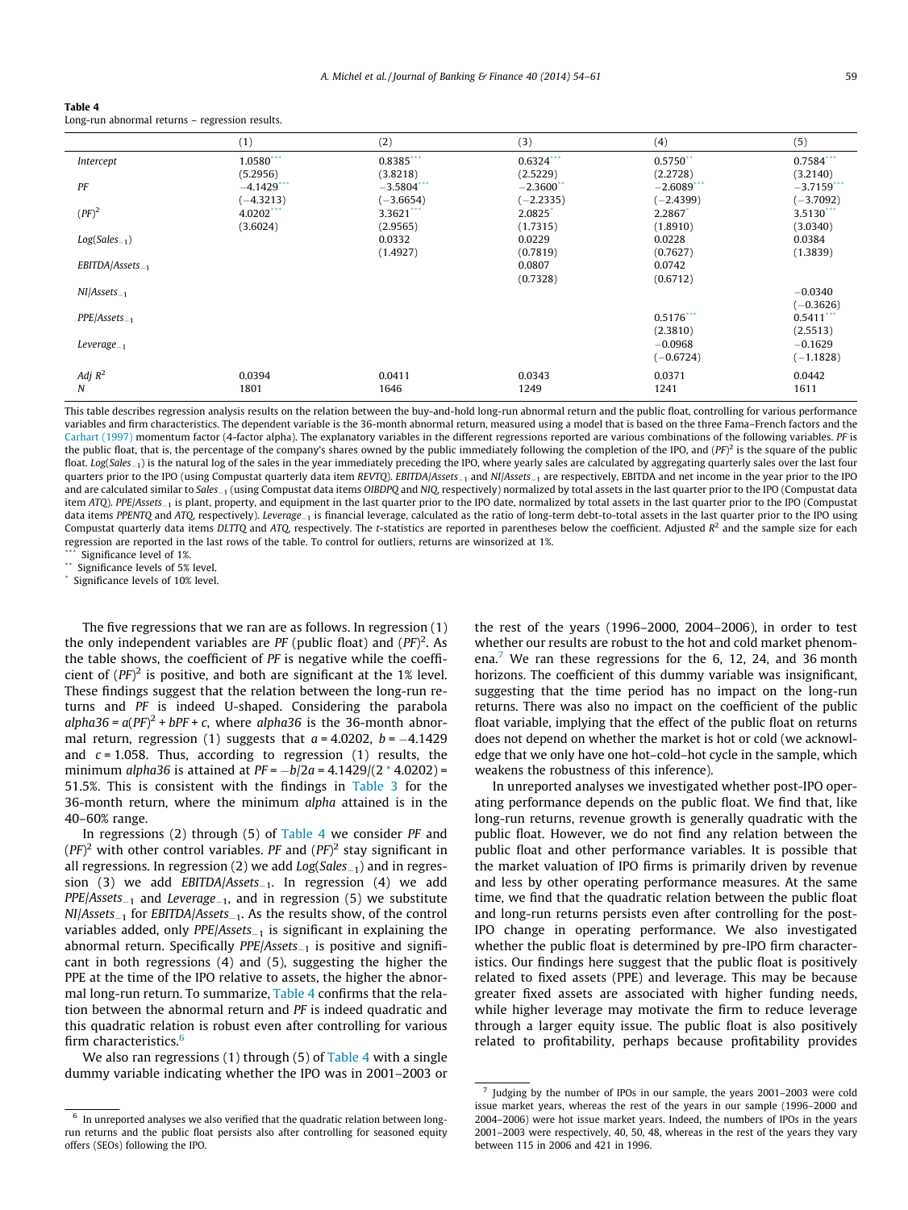**Table 4**
Long-run abnormal returns – regression results.

| | (1) | (2) | (3) | (4) | (5) |
|---|---|---|---|---|---|
| *Intercept* | 1.0580*** | 0.8385*** | 0.6324*** | 0.5750** | 0.7584*** |
| | (5.2956) | (3.8218) | (2.5229) | (2.2728) | (3.2140) |
| *PF* | −4.1429*** | −3.5804*** | −2.3600** | −2.6089*** | −3.7159*** |
| | (−4.3213) | (−3.6654) | (−2.2335) | (−2.4399) | (−3.7092) |
| $(PF)^2$ | 4.0202*** | 3.3621*** | 2.0825* | 2.2867* | 3.5130*** |
| | (3.6024) | (2.9565) | (1.7315) | (1.8910) | (3.0340) |
| $Log(Sales_{-1})$ | | 0.0332 | 0.0229 | 0.0228 | 0.0384 |
| | | (1.4927) | (0.7819) | (0.7627) | (1.3839) |
| $EBITDA/Assets_{-1}$ | | | 0.0807 | 0.0742 | |
| | | | (0.7328) | (0.6712) | |
| $NI/Assets_{-1}$ | | | | | −0.0340 |
| | | | | | (−0.3626) |
| $PPE/Assets_{-1}$ | | | | 0.5176*** | 0.5411*** |
| | | | | (2.3810) | (2.5513) |
| $Leverage_{-1}$ | | | | −0.0968 | −0.1629 |
| | | | | (−0.6724) | (−1.1828) |
| *Adj* $R^2$ | 0.0394 | 0.0411 | 0.0343 | 0.0371 | 0.0442 |
| *N* | 1801 | 1646 | 1249 | 1241 | 1611 |

This table describes regression analysis results on the relation between the buy-and-hold long-run abnormal return and the public float, controlling for various performance variables and firm characteristics. The dependent variable is the 36-month abnormal return, measured using a model that is based on the three Fama–French factors and the Carhart (1997) momentum factor (4-factor alpha). The explanatory variables in the different regressions reported are various combinations of the following variables. *PF* is the public float, that is, the percentage of the company's shares owned by the public immediately following the completion of the IPO, and $(PF)^2$ is the square of the public float. $Log(Sales_{-1})$ is the natural log of the sales in the year immediately preceding the IPO, where yearly sales are calculated by aggregating quarterly sales over the last four quarters prior to the IPO (using Compustat quarterly data item *REVTQ*). $EBITDA/Assets_{-1}$ and $NI/Assets_{-1}$ are respectively, EBITDA and net income in the year prior to the IPO and are calculated similar to $Sales_{-1}$ (using Compustat data items *OIBDPQ* and *NIQ*, respectively) normalized by total assets in the last quarter prior to the IPO (Compustat data item *ATQ*). $PPE/Assets_{-1}$ is plant, property, and equipment in the last quarter prior to the IPO date, normalized by total assets in the last quarter prior to the IPO (Compustat data items *PPENTQ* and *ATQ*, respectively). $Leverage_{-1}$ is financial leverage, calculated as the ratio of long-term debt-to-total assets in the last quarter prior to the IPO using Compustat quarterly data items *DLTTQ* and *ATQ*, respectively. The *t*-statistics are reported in parentheses below the coefficient. Adjusted $R^2$ and the sample size for each regression are reported in the last rows of the table. To control for outliers, returns are winsorized at 1%.

*** Significance level of 1%.
** Significance levels of 5% level.
* Significance levels of 10% level.

The five regressions that we ran are as follows. In regression (1) the only independent variables are *PF* (public float) and $(PF)^2$. As the table shows, the coefficient of *PF* is negative while the coefficient of $(PF)^2$ is positive, and both are significant at the 1% level. These findings suggest that the relation between the long-run returns and *PF* is indeed U-shaped. Considering the parabola $alpha36 = a(PF)^2 + bPF + c$, where *alpha36* is the 36-month abnormal return, regression (1) suggests that $a = 4.0202$, $b = -4.1429$ and $c = 1.058$. Thus, according to regression (1) results, the minimum *alpha36* is attained at $PF = -b/2a = 4.1429/(2 * 4.0202) = 51.5\%$. This is consistent with the findings in Table 3 for the 36-month return, where the minimum *alpha* attained is in the 40–60% range.

In regressions (2) through (5) of Table 4 we consider *PF* and $(PF)^2$ with other control variables. *PF* and $(PF)^2$ stay significant in all regressions. In regression (2) we add $Log(Sales_{-1})$ and in regression (3) we add $EBITDA/Assets_{-1}$. In regression (4) we add $PPE/Assets_{-1}$ and $Leverage_{-1}$, and in regression (5) we substitute $NI/Assets_{-1}$ for $EBITDA/Assets_{-1}$. As the results show, of the control variables added, only $PPE/Assets_{-1}$ is significant in explaining the abnormal return. Specifically $PPE/Assets_{-1}$ is positive and significant in both regressions (4) and (5), suggesting the higher the PPE at the time of the IPO relative to assets, the higher the abnormal long-run return. To summarize, Table 4 confirms that the relation between the abnormal return and *PF* is indeed quadratic and this quadratic relation is robust even after controlling for various firm characteristics.[6]

We also ran regressions (1) through (5) of Table 4 with a single dummy variable indicating whether the IPO was in 2001–2003 or the rest of the years (1996–2000, 2004–2006), in order to test whether our results are robust to the hot and cold market phenomena.[7] We ran these regressions for the 6, 12, 24, and 36 month horizons. The coefficient of this dummy variable was insignificant, suggesting that the time period has no impact on the long-run returns. There was also no impact on the coefficient of the public float variable, implying that the effect of the public float on returns does not depend on whether the market is hot or cold (we acknowledge that we only have one hot–cold–hot cycle in the sample, which weakens the robustness of this inference).

In unreported analyses we investigated whether post-IPO operating performance depends on the public float. We find that, like long-run returns, revenue growth is generally quadratic with the public float. However, we do not find any relation between the public float and other performance variables. It is possible that the market valuation of IPO firms is primarily driven by revenue and less by other operating performance measures. At the same time, we find that the quadratic relation between the public float and long-run returns persists even after controlling for the post-IPO change in operating performance. We also investigated whether the public float is determined by pre-IPO firm characteristics. Our findings here suggest that the public float is positively related to fixed assets (PPE) and leverage. This may be because greater fixed assets are associated with higher funding needs, while higher leverage may motivate the firm to reduce leverage through a larger equity issue. The public float is also positively related to profitability, perhaps because profitability provides

[6] In unreported analyses we also verified that the quadratic relation between long-run returns and the public float persists also after controlling for seasoned equity offers (SEOs) following the IPO.

[7] Judging by the number of IPOs in our sample, the years 2001–2003 were cold issue market years, whereas the rest of the years in our sample (1996–2000 and 2004–2006) were hot issue market years. Indeed, the numbers of IPOs in the years 2001–2003 were respectively, 40, 50, 48, whereas in the rest of the years they vary between 115 in 2006 and 421 in 1996.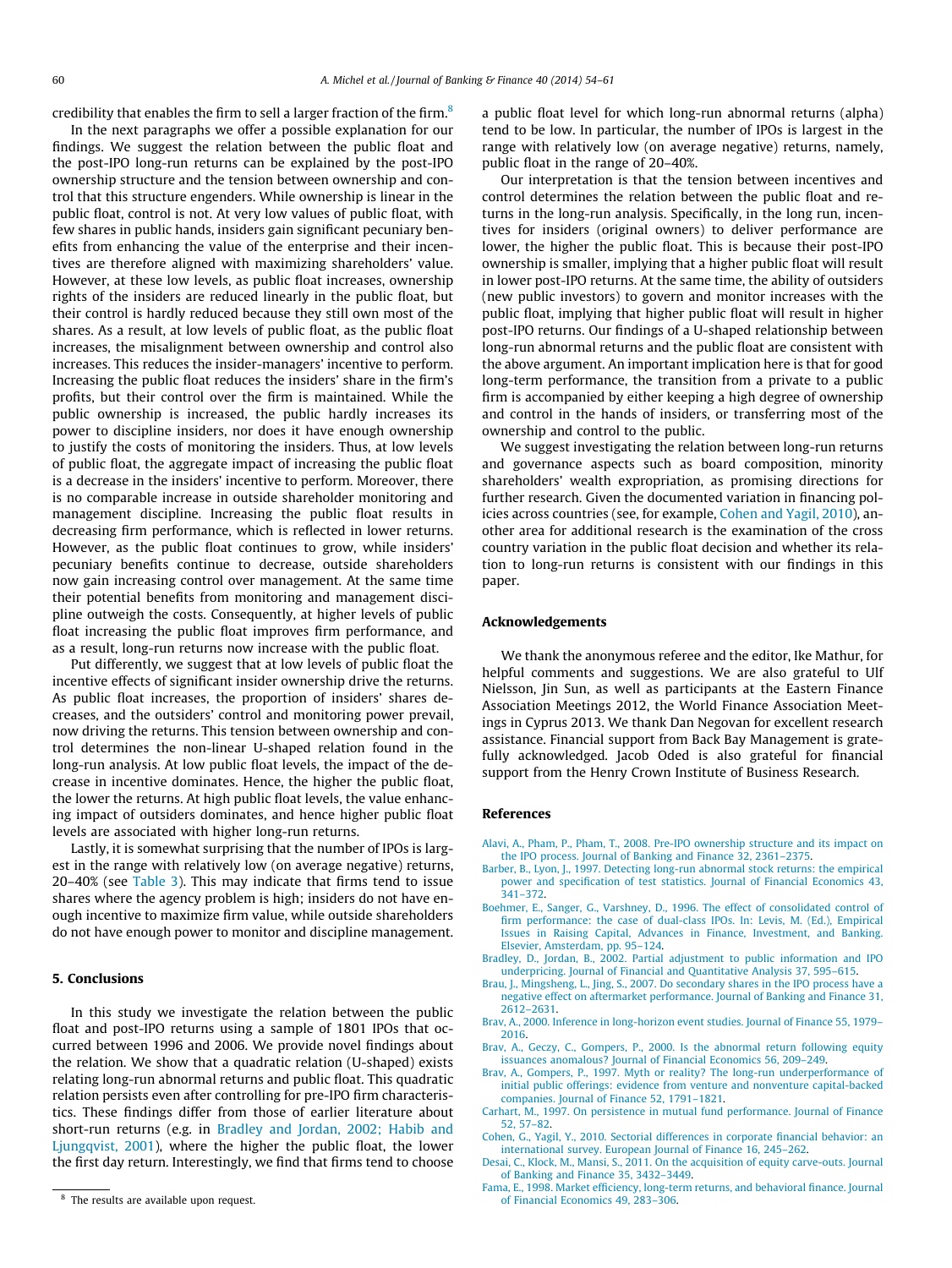credibility that enables the firm to sell a larger fraction of the firm.[8]

In the next paragraphs we offer a possible explanation for our findings. We suggest the relation between the public float and the post-IPO long-run returns can be explained by the post-IPO ownership structure and the tension between ownership and control that this structure engenders. While ownership is linear in the public float, control is not. At very low values of public float, with few shares in public hands, insiders gain significant pecuniary benefits from enhancing the value of the enterprise and their incentives are therefore aligned with maximizing shareholders' value. However, at these low levels, as public float increases, ownership rights of the insiders are reduced linearly in the public float, but their control is hardly reduced because they still own most of the shares. As a result, at low levels of public float, as the public float increases, the misalignment between ownership and control also increases. This reduces the insider-managers' incentive to perform. Increasing the public float reduces the insiders' share in the firm's profits, but their control over the firm is maintained. While the public ownership is increased, the public hardly increases its power to discipline insiders, nor does it have enough ownership to justify the costs of monitoring the insiders. Thus, at low levels of public float, the aggregate impact of increasing the public float is a decrease in the insiders' incentive to perform. Moreover, there is no comparable increase in outside shareholder monitoring and management discipline. Increasing the public float results in decreasing firm performance, which is reflected in lower returns. However, as the public float continues to grow, while insiders' pecuniary benefits continue to decrease, outside shareholders now gain increasing control over management. At the same time their potential benefits from monitoring and management discipline outweigh the costs. Consequently, at higher levels of public float increasing the public float improves firm performance, and as a result, long-run returns now increase with the public float.

Put differently, we suggest that at low levels of public float the incentive effects of significant insider ownership drive the returns. As public float increases, the proportion of insiders' shares decreases, and the outsiders' control and monitoring power prevail, now driving the returns. This tension between ownership and control determines the non-linear U-shaped relation found in the long-run analysis. At low public float levels, the impact of the decrease in incentive dominates. Hence, the higher the public float, the lower the returns. At high public float levels, the value enhancing impact of outsiders dominates, and hence higher public float levels are associated with higher long-run returns.

Lastly, it is somewhat surprising that the number of IPOs is largest in the range with relatively low (on average negative) returns, 20–40% (see Table 3). This may indicate that firms tend to issue shares where the agency problem is high; insiders do not have enough incentive to maximize firm value, while outside shareholders do not have enough power to monitor and discipline management.

## 5. Conclusions

In this study we investigate the relation between the public float and post-IPO returns using a sample of 1801 IPOs that occurred between 1996 and 2006. We provide novel findings about the relation. We show that a quadratic relation (U-shaped) exists relating long-run abnormal returns and public float. This quadratic relation persists even after controlling for pre-IPO firm characteristics. These findings differ from those of earlier literature about short-run returns (e.g. in Bradley and Jordan, 2002; Habib and Ljungqvist, 2001), where the higher the public float, the lower the first day return. Interestingly, we find that firms tend to choose a public float level for which long-run abnormal returns (alpha) tend to be low. In particular, the number of IPOs is largest in the range with relatively low (on average negative) returns, namely, public float in the range of 20–40%.

Our interpretation is that the tension between incentives and control determines the relation between the public float and returns in the long-run analysis. Specifically, in the long run, incentives for insiders (original owners) to deliver performance are lower, the higher the public float. This is because their post-IPO ownership is smaller, implying that a higher public float will result in lower post-IPO returns. At the same time, the ability of outsiders (new public investors) to govern and monitor increases with the public float, implying that higher public float will result in higher post-IPO returns. Our findings of a U-shaped relationship between long-run abnormal returns and the public float are consistent with the above argument. An important implication here is that for good long-term performance, the transition from a private to a public firm is accompanied by either keeping a high degree of ownership and control in the hands of insiders, or transferring most of the ownership and control to the public.

We suggest investigating the relation between long-run returns and governance aspects such as board composition, minority shareholders' wealth expropriation, as promising directions for further research. Given the documented variation in financing policies across countries (see, for example, Cohen and Yagil, 2010), another area for additional research is the examination of the cross country variation in the public float decision and whether its relation to long-run returns is consistent with our findings in this paper.

## Acknowledgements

We thank the anonymous referee and the editor, Ike Mathur, for helpful comments and suggestions. We are also grateful to Ulf Nielsson, Jin Sun, as well as participants at the Eastern Finance Association Meetings 2012, the World Finance Association Meetings in Cyprus 2013. We thank Dan Negovan for excellent research assistance. Financial support from Back Bay Management is gratefully acknowledged. Jacob Oded is also grateful for financial support from the Henry Crown Institute of Business Research.

## References

Alavi, A., Pham, P., Pham, T., 2008. Pre-IPO ownership structure and its impact on the IPO process. Journal of Banking and Finance 32, 2361–2375.

Barber, B., Lyon, J., 1997. Detecting long-run abnormal stock returns: the empirical power and specification of test statistics. Journal of Financial Economics 43, 341–372.

Boehmer, E., Sanger, G., Varshney, D., 1996. The effect of consolidated control of firm performance: the case of dual-class IPOs. In: Levis, M. (Ed.), Empirical Issues in Raising Capital, Advances in Finance, Investment, and Banking. Elsevier, Amsterdam, pp. 95–124.

Bradley, D., Jordan, B., 2002. Partial adjustment to public information and IPO underpricing. Journal of Financial and Quantitative Analysis 37, 595–615.

Brau, J., Mingsheng, L., Jing, S., 2007. Do secondary shares in the IPO process have a negative effect on aftermarket performance. Journal of Banking and Finance 31, 2612–2631.

Brav, A., 2000. Inference in long-horizon event studies. Journal of Finance 55, 1979–2016.

Brav, A., Geczy, C., Gompers, P., 2000. Is the abnormal return following equity issuances anomalous? Journal of Financial Economics 56, 209–249.

Brav, A., Gompers, P., 1997. Myth or reality? The long-run underperformance of initial public offerings: evidence from venture and nonventure capital-backed companies. Journal of Finance 52, 1791–1821.

Carhart, M., 1997. On persistence in mutual fund performance. Journal of Finance 52, 57–82.

Cohen, G., Yagil, Y., 2010. Sectorial differences in corporate financial behavior: an international survey. European Journal of Finance 16, 245–262.

Desai, C., Klock, M., Mansi, S., 2011. On the acquisition of equity carve-outs. Journal of Banking and Finance 35, 3432–3449.

Fama, E., 1998. Market efficiency, long-term returns, and behavioral finance. Journal of Financial Economics 49, 283–306.

[8] The results are available upon request.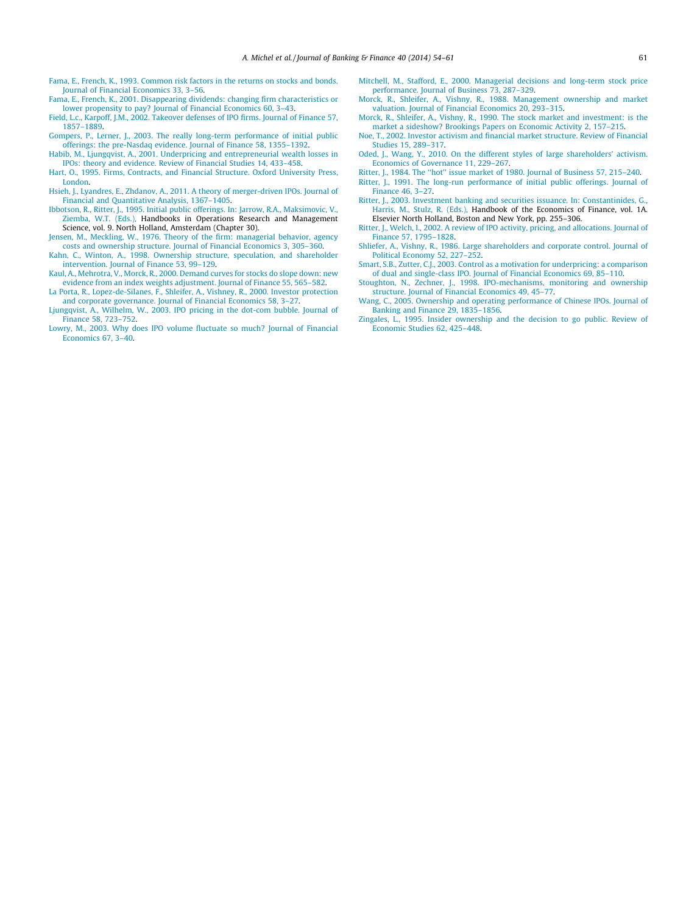Fama, E., French, K., 1993. Common risk factors in the returns on stocks and bonds. Journal of Financial Economics 33, 3–56.

Fama, E., French, K., 2001. Disappearing dividends: changing firm characteristics or lower propensity to pay? Journal of Financial Economics 60, 3–43.

Field, L.c., Karpoff, J.M., 2002. Takeover defenses of IPO firms. Journal of Finance 57, 1857–1889.

Gompers, P., Lerner, J., 2003. The really long-term performance of initial public offerings: the pre-Nasdaq evidence. Journal of Finance 58, 1355–1392.

Habib, M., Ljungqvist, A., 2001. Underpricing and entrepreneurial wealth losses in IPOs: theory and evidence. Review of Financial Studies 14, 433–458.

Hart, O., 1995. Firms, Contracts, and Financial Structure. Oxford University Press, London.

Hsieh, J., Lyandres, E., Zhdanov, A., 2011. A theory of merger-driven IPOs. Journal of Financial and Quantitative Analysis, 1367–1405.

Ibbotson, R., Ritter, J., 1995. Initial public offerings. In: Jarrow, R.A., Maksimovic, V., Ziemba, W.T. (Eds.), Handbooks in Operations Research and Management Science, vol. 9. North Holland, Amsterdam (Chapter 30).

Jensen, M., Meckling, W., 1976. Theory of the firm: managerial behavior, agency costs and ownership structure. Journal of Financial Economics 3, 305–360.

Kahn, C., Winton, A., 1998. Ownership structure, speculation, and shareholder intervention. Journal of Finance 53, 99–129.

Kaul, A., Mehrotra, V., Morck, R., 2000. Demand curves for stocks do slope down: new evidence from an index weights adjustment. Journal of Finance 55, 565–582.

La Porta, R., Lopez-de-Silanes, F., Shleifer, A., Vishney, R., 2000. Investor protection and corporate governance. Journal of Financial Economics 58, 3–27.

Ljungqvist, A., Wilhelm, W., 2003. IPO pricing in the dot-com bubble. Journal of Finance 58, 723–752.

Lowry, M., 2003. Why does IPO volume fluctuate so much? Journal of Financial Economics 67, 3–40.

Mitchell, M., Stafford, E., 2000. Managerial decisions and long-term stock price performance. Journal of Business 73, 287–329.

Morck, R., Shleifer, A., Vishny, R., 1988. Management ownership and market valuation. Journal of Financial Economics 20, 293–315.

Morck, R., Shleifer, A., Vishny, R., 1990. The stock market and investment: is the market a sideshow? Brookings Papers on Economic Activity 2, 157–215.

Noe, T., 2002. Investor activism and financial market structure. Review of Financial Studies 15, 289–317.

Oded, J., Wang, Y., 2010. On the different styles of large shareholders' activism. Economics of Governance 11, 229–267.

Ritter, J., 1984. The ''hot'' issue market of 1980. Journal of Business 57, 215–240.

Ritter, J., 1991. The long-run performance of initial public offerings. Journal of Finance 46, 3–27.

Ritter, J., 2003. Investment banking and securities issuance. In: Constantinides, G., Harris, M., Stulz, R. (Eds.), Handbook of the Economics of Finance, vol. 1A. Elsevier North Holland, Boston and New York, pp. 255–306.

Ritter, J., Welch, I., 2002. A review of IPO activity, pricing, and allocations. Journal of Finance 57, 1795–1828.

Shliefer, A., Vishny, R., 1986. Large shareholders and corporate control. Journal of Political Economy 52, 227–252.

Smart, S.B., Zutter, C.J., 2003. Control as a motivation for underpricing: a comparison of dual and single-class IPO. Journal of Financial Economics 69, 85–110.

Stoughton, N., Zechner, J., 1998. IPO-mechanisms, monitoring and ownership structure. Journal of Financial Economics 49, 45–77.

Wang, C., 2005. Ownership and operating performance of Chinese IPOs. Journal of Banking and Finance 29, 1835–1856.

Zingales, L., 1995. Insider ownership and the decision to go public. Review of Economic Studies 62, 425–448.